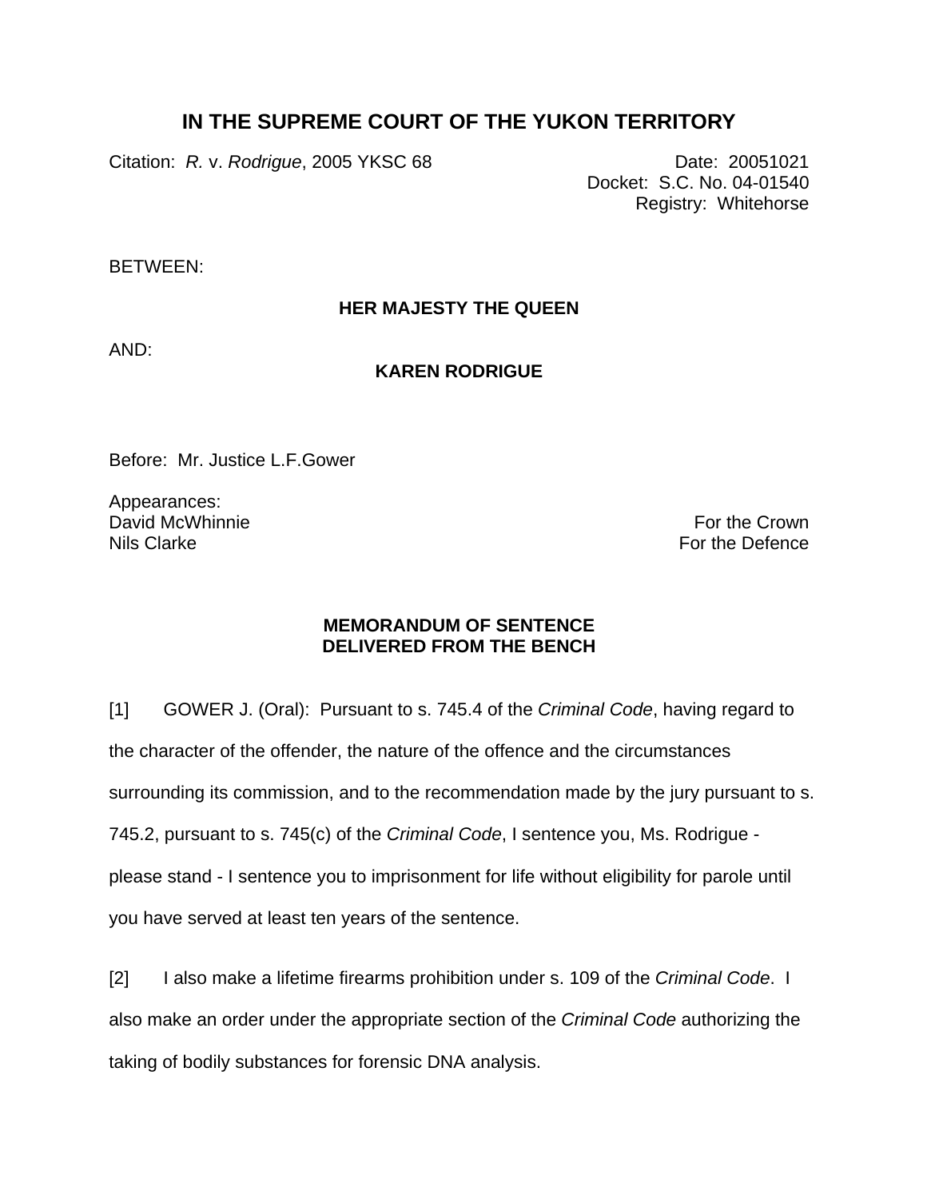# IN THE SUPREME COURT OF THE YUKON TERRITORY

Citation: *R.* v. *Rodrigue*, 2005 YKSC 68

Date: 20051021
Docket: S.C. No. 04-01540
Registry: Whitehorse

BETWEEN:

**HER MAJESTY THE QUEEN**

AND:

**KAREN RODRIGUE**

Before: Mr. Justice L.F.Gower

Appearances:
David McWhinnie — For the Crown
Nils Clarke — For the Defence

**MEMORANDUM OF SENTENCE**
**DELIVERED FROM THE BENCH**

[1] GOWER J. (Oral): Pursuant to s. 745.4 of the *Criminal Code*, having regard to the character of the offender, the nature of the offence and the circumstances surrounding its commission, and to the recommendation made by the jury pursuant to s. 745.2, pursuant to s. 745(c) of the *Criminal Code*, I sentence you, Ms. Rodrigue - please stand - I sentence you to imprisonment for life without eligibility for parole until you have served at least ten years of the sentence.

[2] I also make a lifetime firearms prohibition under s. 109 of the *Criminal Code*. I also make an order under the appropriate section of the *Criminal Code* authorizing the taking of bodily substances for forensic DNA analysis.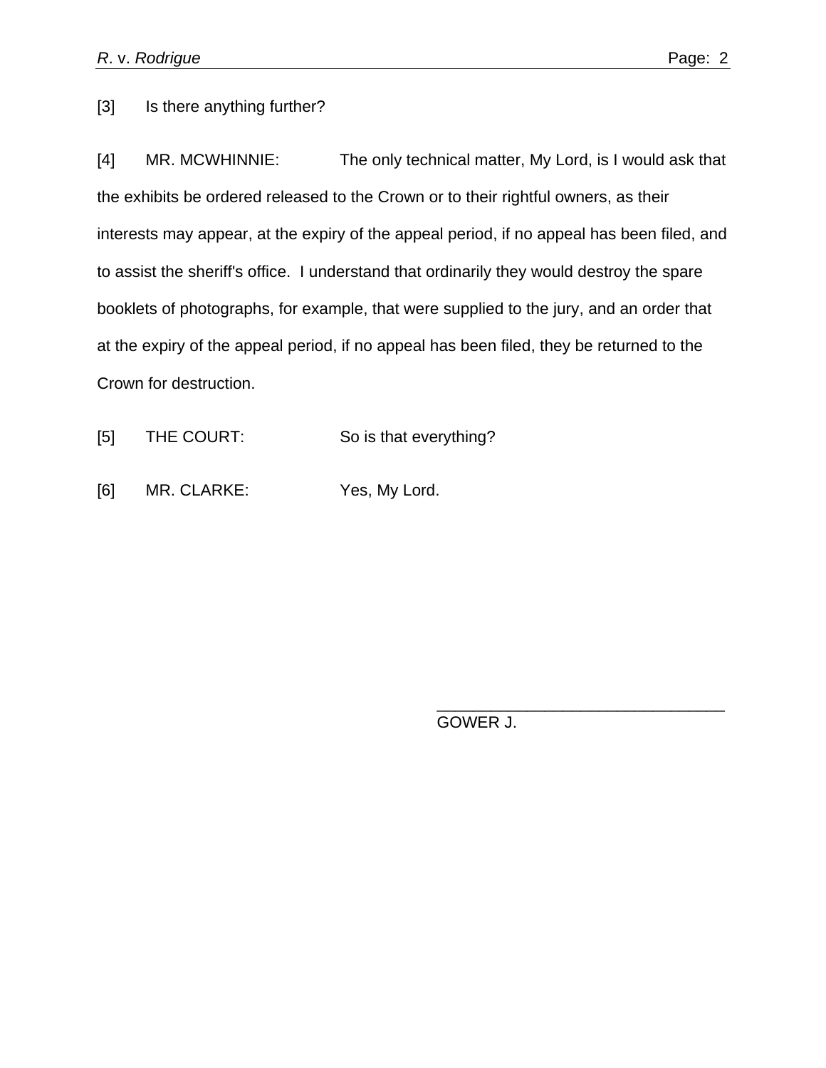[3] Is there anything further?

[4] MR. MCWHINNIE: The only technical matter, My Lord, is I would ask that the exhibits be ordered released to the Crown or to their rightful owners, as their interests may appear, at the expiry of the appeal period, if no appeal has been filed, and to assist the sheriff's office. I understand that ordinarily they would destroy the spare booklets of photographs, for example, that were supplied to the jury, and an order that at the expiry of the appeal period, if no appeal has been filed, they be returned to the Crown for destruction.

[5] THE COURT: So is that everything?

[6] MR. CLARKE: Yes, My Lord.

\_\_\_\_\_\_\_\_\_\_\_\_\_\_\_\_\_\_\_\_\_\_\_\_\_\_\_\_\_\_\_\_

GOWER J.